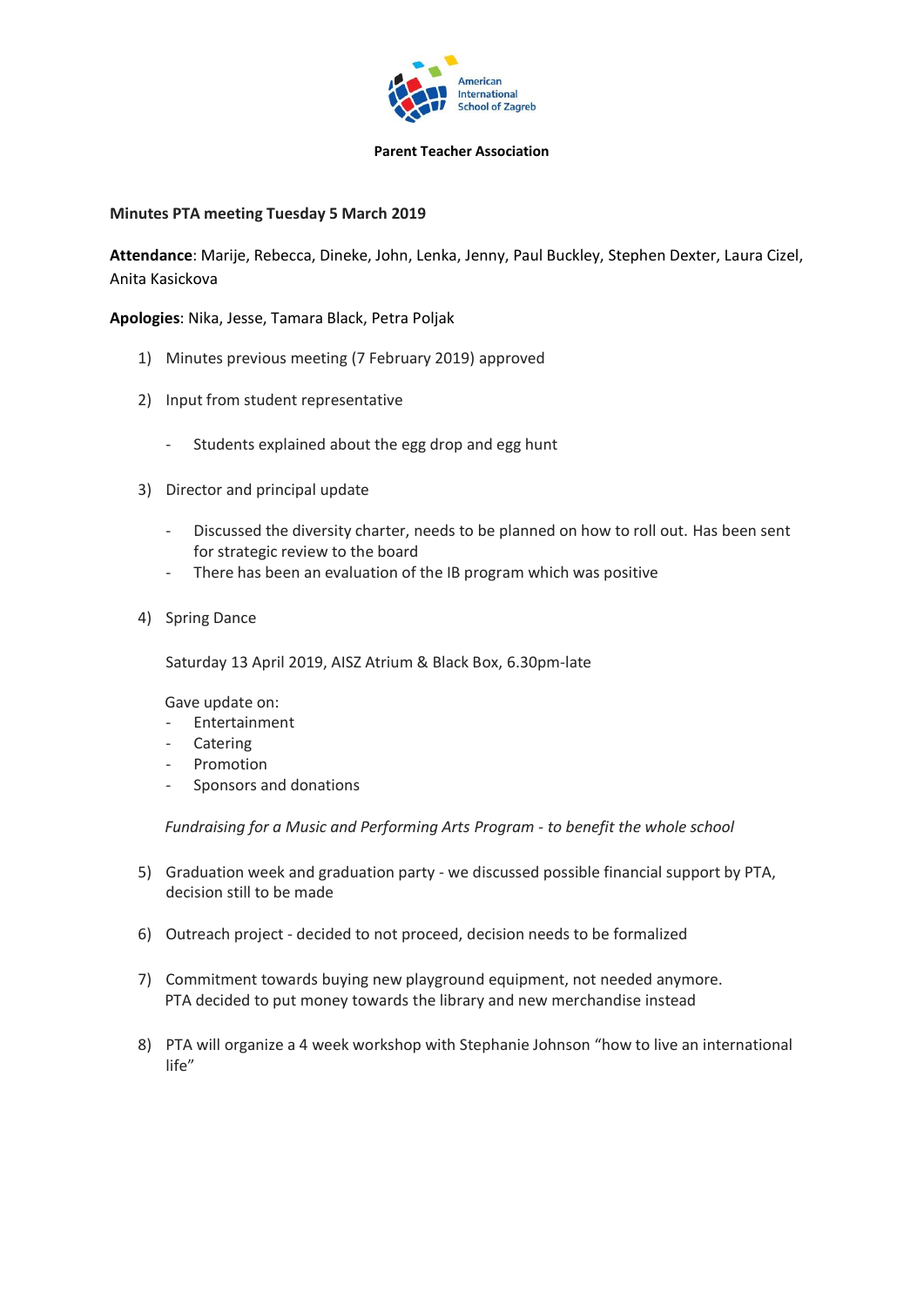American International School of Zagreb

**Parent Teacher Association**

**Minutes PTA meeting Tuesday 5 March 2019**

**Attendance**: Marije, Rebecca, Dineke, John, Lenka, Jenny, Paul Buckley, Stephen Dexter, Laura Cizel, Anita Kasickova

**Apologies**: Nika, Jesse, Tamara Black, Petra Poljak

1) Minutes previous meeting (7 February 2019) approved

2) Input from student representative

   - Students explained about the egg drop and egg hunt

3) Director and principal update

   - Discussed the diversity charter, needs to be planned on how to roll out. Has been sent for strategic review to the board
   - There has been an evaluation of the IB program which was positive

4) Spring Dance

   Saturday 13 April 2019, AISZ Atrium & Black Box, 6.30pm-late

   Gave update on:
   - Entertainment
   - Catering
   - Promotion
   - Sponsors and donations

   *Fundraising for a Music and Performing Arts Program - to benefit the whole school*

5) Graduation week and graduation party - we discussed possible financial support by PTA, decision still to be made

6) Outreach project - decided to not proceed, decision needs to be formalized

7) Commitment towards buying new playground equipment, not needed anymore.
   PTA decided to put money towards the library and new merchandise instead

8) PTA will organize a 4 week workshop with Stephanie Johnson “how to live an international life”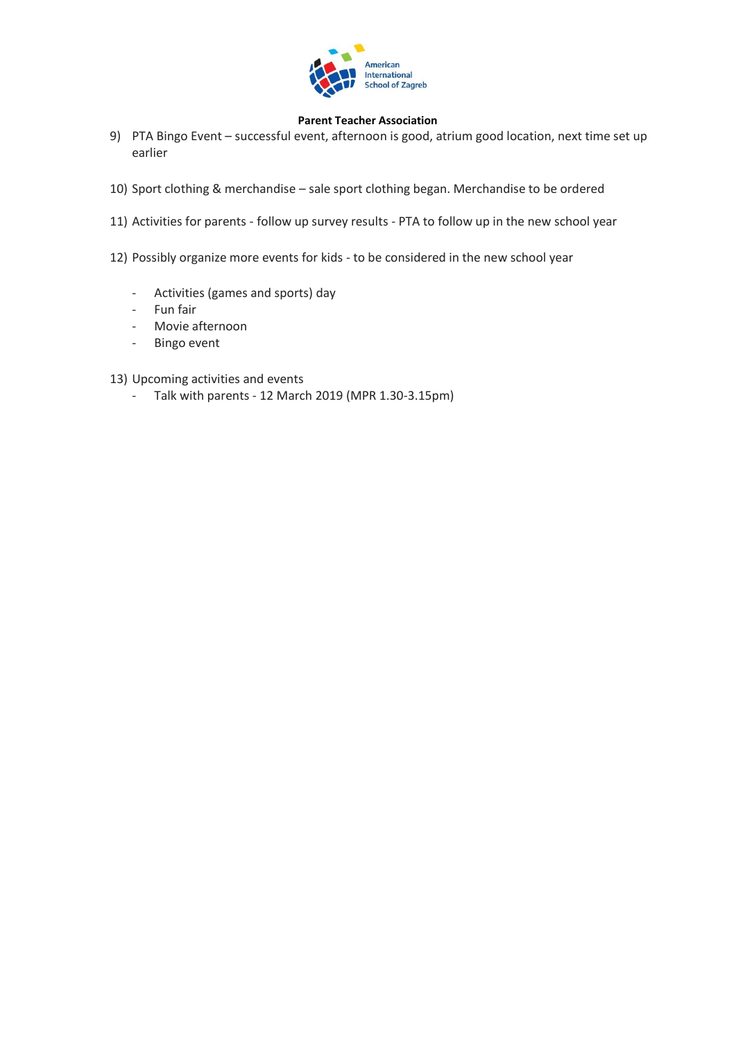**Parent Teacher Association**

9) PTA Bingo Event – successful event, afternoon is good, atrium good location, next time set up earlier

10) Sport clothing & merchandise – sale sport clothing began. Merchandise to be ordered

11) Activities for parents - follow up survey results - PTA to follow up in the new school year

12) Possibly organize more events for kids - to be considered in the new school year

    - Activities (games and sports) day
    - Fun fair
    - Movie afternoon
    - Bingo event

13) Upcoming activities and events
    - Talk with parents - 12 March 2019 (MPR 1.30-3.15pm)